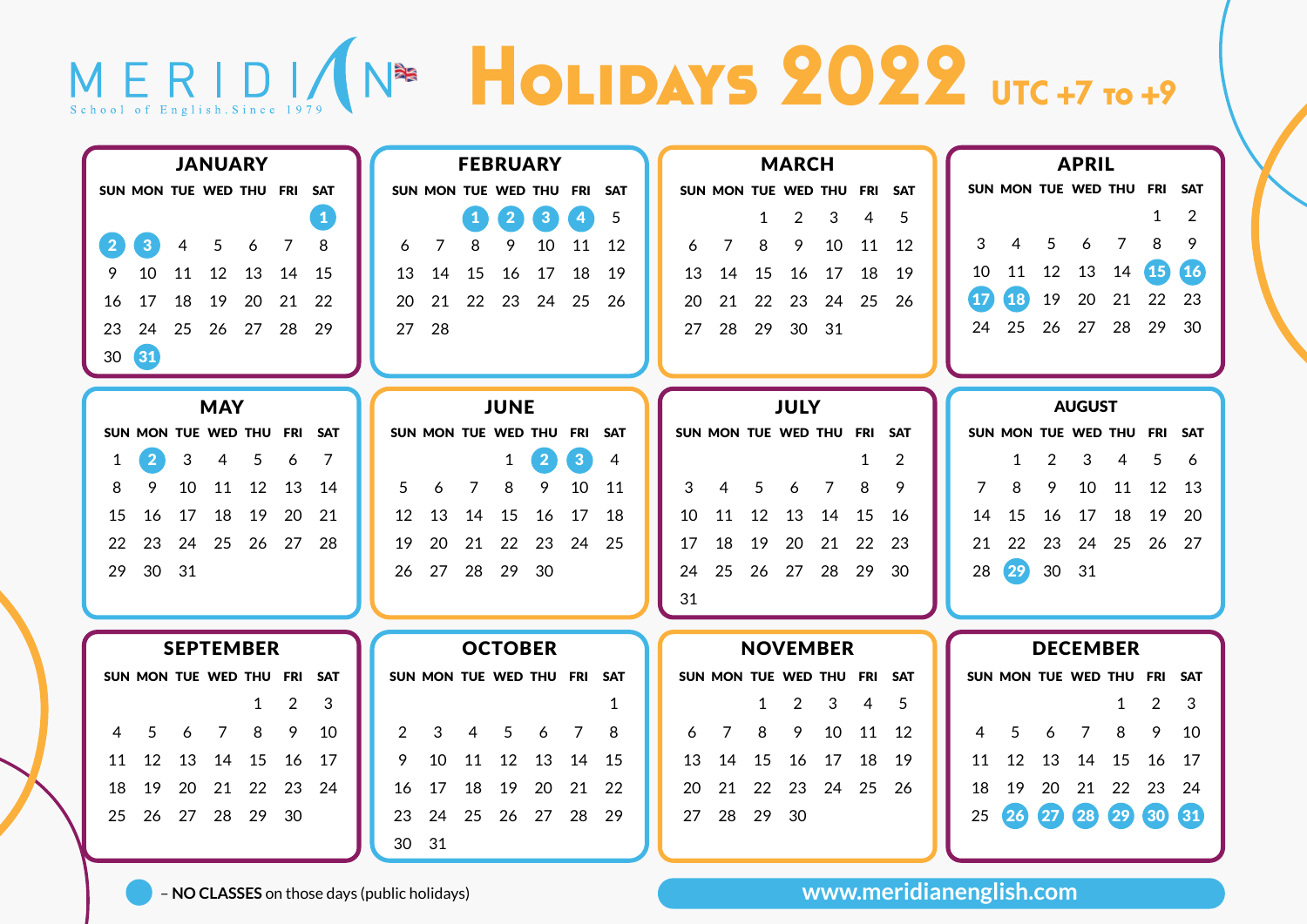MERIDIAN
School of English. Since 1979

# HOLIDAYS 2022 UTC +7 to +9

## JANUARY

| SUN | MON | TUE | WED | THU | FRI | SAT |
|---|---|---|---|---|---|---|
| | | | | | | **1** |
| **2** | **3** | 4 | 5 | 6 | 7 | 8 |
| 9 | 10 | 11 | 12 | 13 | 14 | 15 |
| 16 | 17 | 18 | 19 | 20 | 21 | 22 |
| 23 | 24 | 25 | 26 | 27 | 28 | 29 |
| 30 | **31** | | | | | |

## FEBRUARY

| SUN | MON | TUE | WED | THU | FRI | SAT |
|---|---|---|---|---|---|---|
| | | **1** | **2** | **3** | **4** | 5 |
| 6 | 7 | 8 | 9 | 10 | 11 | 12 |
| 13 | 14 | 15 | 16 | 17 | 18 | 19 |
| 20 | 21 | 22 | 23 | 24 | 25 | 26 |
| 27 | 28 | | | | | |

## MARCH

| SUN | MON | TUE | WED | THU | FRI | SAT |
|---|---|---|---|---|---|---|
| | | 1 | 2 | 3 | 4 | 5 |
| 6 | 7 | 8 | 9 | 10 | 11 | 12 |
| 13 | 14 | 15 | 16 | 17 | 18 | 19 |
| 20 | 21 | 22 | 23 | 24 | 25 | 26 |
| 27 | 28 | 29 | 30 | 31 | | |

## APRIL

| SUN | MON | TUE | WED | THU | FRI | SAT |
|---|---|---|---|---|---|---|
| | | | | | 1 | 2 |
| 3 | 4 | 5 | 6 | 7 | 8 | 9 |
| 10 | 11 | 12 | 13 | 14 | **15** | **16** |
| **17** | **18** | 19 | 20 | 21 | 22 | 23 |
| 24 | 25 | 26 | 27 | 28 | 29 | 30 |

## MAY

| SUN | MON | TUE | WED | THU | FRI | SAT |
|---|---|---|---|---|---|---|
| 1 | **2** | 3 | 4 | 5 | 6 | 7 |
| 8 | 9 | 10 | 11 | 12 | 13 | 14 |
| 15 | 16 | 17 | 18 | 19 | 20 | 21 |
| 22 | 23 | 24 | 25 | 26 | 27 | 28 |
| 29 | 30 | 31 | | | | |

## JUNE

| SUN | MON | TUE | WED | THU | FRI | SAT |
|---|---|---|---|---|---|---|
| | | | 1 | **2** | **3** | 4 |
| 5 | 6 | 7 | 8 | 9 | 10 | 11 |
| 12 | 13 | 14 | 15 | 16 | 17 | 18 |
| 19 | 20 | 21 | 22 | 23 | 24 | 25 |
| 26 | 27 | 28 | 29 | 30 | | |

## JULY

| SUN | MON | TUE | WED | THU | FRI | SAT |
|---|---|---|---|---|---|---|
| | | | | | 1 | 2 |
| 3 | 4 | 5 | 6 | 7 | 8 | 9 |
| 10 | 11 | 12 | 13 | 14 | 15 | 16 |
| 17 | 18 | 19 | 20 | 21 | 22 | 23 |
| 24 | 25 | 26 | 27 | 28 | 29 | 30 |
| 31 | | | | | | |

## AUGUST

| SUN | MON | TUE | WED | THU | FRI | SAT |
|---|---|---|---|---|---|---|
| | 1 | 2 | 3 | 4 | 5 | 6 |
| 7 | 8 | 9 | 10 | 11 | 12 | 13 |
| 14 | 15 | 16 | 17 | 18 | 19 | 20 |
| 21 | 22 | 23 | 24 | 25 | 26 | 27 |
| 28 | **29** | 30 | 31 | | | |

## SEPTEMBER

| SUN | MON | TUE | WED | THU | FRI | SAT |
|---|---|---|---|---|---|---|
| | | | | 1 | 2 | 3 |
| 4 | 5 | 6 | 7 | 8 | 9 | 10 |
| 11 | 12 | 13 | 14 | 15 | 16 | 17 |
| 18 | 19 | 20 | 21 | 22 | 23 | 24 |
| 25 | 26 | 27 | 28 | 29 | 30 | |

## OCTOBER

| SUN | MON | TUE | WED | THU | FRI | SAT |
|---|---|---|---|---|---|---|
| | | | | | | 1 |
| 2 | 3 | 4 | 5 | 6 | 7 | 8 |
| 9 | 10 | 11 | 12 | 13 | 14 | 15 |
| 16 | 17 | 18 | 19 | 20 | 21 | 22 |
| 23 | 24 | 25 | 26 | 27 | 28 | 29 |
| 30 | 31 | | | | | |

## NOVEMBER

| SUN | MON | TUE | WED | THU | FRI | SAT |
|---|---|---|---|---|---|---|
| | | 1 | 2 | 3 | 4 | 5 |
| 6 | 7 | 8 | 9 | 10 | 11 | 12 |
| 13 | 14 | 15 | 16 | 17 | 18 | 19 |
| 20 | 21 | 22 | 23 | 24 | 25 | 26 |
| 27 | 28 | 29 | 30 | | | |

## DECEMBER

| SUN | MON | TUE | WED | THU | FRI | SAT |
|---|---|---|---|---|---|---|
| | | | | 1 | 2 | 3 |
| 4 | 5 | 6 | 7 | 8 | 9 | 10 |
| 11 | 12 | 13 | 14 | 15 | 16 | 17 |
| 18 | 19 | 20 | 21 | 22 | 23 | 24 |
| 25 | **26** | **27** | **28** | **29** | **30** | **31** |

● – **NO CLASSES** on those days (public holidays)

www.meridianenglish.com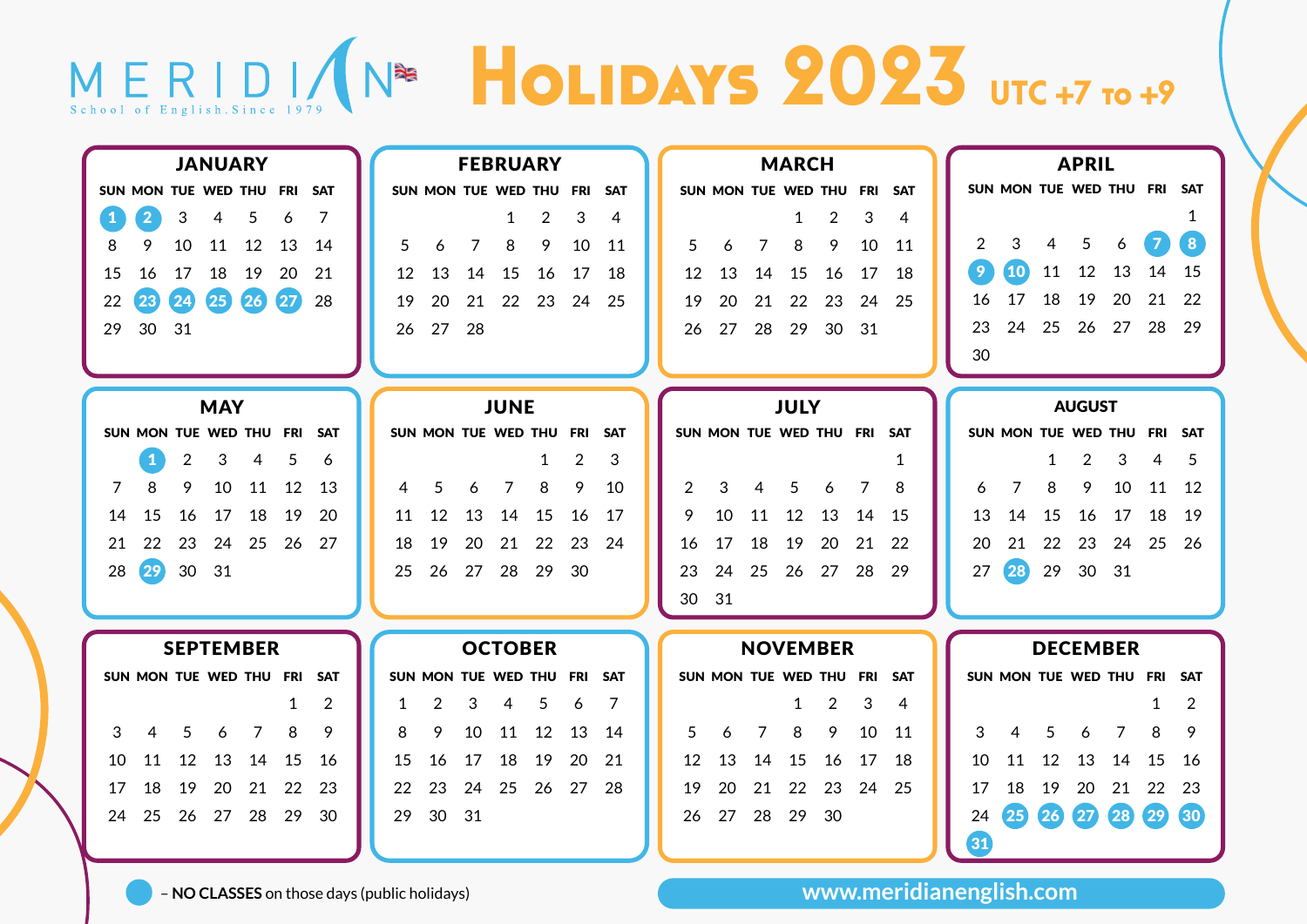MERIDIAN
School of English. Since 1979

# Holidays 2023 UTC +7 to +9

## JANUARY

| SUN | MON | TUE | WED | THU | FRI | SAT |
|---|---|---|---|---|---|---|
| **1** | **2** | 3 | 4 | 5 | 6 | 7 |
| 8 | 9 | 10 | 11 | 12 | 13 | 14 |
| 15 | 16 | 17 | 18 | 19 | 20 | 21 |
| 22 | **23** | **24** | **25** | **26** | **27** | 28 |
| 29 | 30 | 31 | | | | |

## FEBRUARY

| SUN | MON | TUE | WED | THU | FRI | SAT |
|---|---|---|---|---|---|---|
| | | | 1 | 2 | 3 | 4 |
| 5 | 6 | 7 | 8 | 9 | 10 | 11 |
| 12 | 13 | 14 | 15 | 16 | 17 | 18 |
| 19 | 20 | 21 | 22 | 23 | 24 | 25 |
| 26 | 27 | 28 | | | | |

## MARCH

| SUN | MON | TUE | WED | THU | FRI | SAT |
|---|---|---|---|---|---|---|
| | | | 1 | 2 | 3 | 4 |
| 5 | 6 | 7 | 8 | 9 | 10 | 11 |
| 12 | 13 | 14 | 15 | 16 | 17 | 18 |
| 19 | 20 | 21 | 22 | 23 | 24 | 25 |
| 26 | 27 | 28 | 29 | 30 | 31 | |

## APRIL

| SUN | MON | TUE | WED | THU | FRI | SAT |
|---|---|---|---|---|---|---|
| | | | | | | 1 |
| 2 | 3 | 4 | 5 | 6 | **7** | **8** |
| **9** | **10** | 11 | 12 | 13 | 14 | 15 |
| 16 | 17 | 18 | 19 | 20 | 21 | 22 |
| 23 | 24 | 25 | 26 | 27 | 28 | 29 |
| 30 | | | | | | |

## MAY

| SUN | MON | TUE | WED | THU | FRI | SAT |
|---|---|---|---|---|---|---|
| | **1** | 2 | 3 | 4 | 5 | 6 |
| 7 | 8 | 9 | 10 | 11 | 12 | 13 |
| 14 | 15 | 16 | 17 | 18 | 19 | 20 |
| 21 | 22 | 23 | 24 | 25 | 26 | 27 |
| 28 | **29** | 30 | 31 | | | |

## JUNE

| SUN | MON | TUE | WED | THU | FRI | SAT |
|---|---|---|---|---|---|---|
| | | | | 1 | 2 | 3 |
| 4 | 5 | 6 | 7 | 8 | 9 | 10 |
| 11 | 12 | 13 | 14 | 15 | 16 | 17 |
| 18 | 19 | 20 | 21 | 22 | 23 | 24 |
| 25 | 26 | 27 | 28 | 29 | 30 | |

## JULY

| SUN | MON | TUE | WED | THU | FRI | SAT |
|---|---|---|---|---|---|---|
| | | | | | | 1 |
| 2 | 3 | 4 | 5 | 6 | 7 | 8 |
| 9 | 10 | 11 | 12 | 13 | 14 | 15 |
| 16 | 17 | 18 | 19 | 20 | 21 | 22 |
| 23 | 24 | 25 | 26 | 27 | 28 | 29 |
| 30 | 31 | | | | | |

## AUGUST

| SUN | MON | TUE | WED | THU | FRI | SAT |
|---|---|---|---|---|---|---|
| | | 1 | 2 | 3 | 4 | 5 |
| 6 | 7 | 8 | 9 | 10 | 11 | 12 |
| 13 | 14 | 15 | 16 | 17 | 18 | 19 |
| 20 | 21 | 22 | 23 | 24 | 25 | 26 |
| 27 | **28** | 29 | 30 | 31 | | |

## SEPTEMBER

| SUN | MON | TUE | WED | THU | FRI | SAT |
|---|---|---|---|---|---|---|
| | | | | | 1 | 2 |
| 3 | 4 | 5 | 6 | 7 | 8 | 9 |
| 10 | 11 | 12 | 13 | 14 | 15 | 16 |
| 17 | 18 | 19 | 20 | 21 | 22 | 23 |
| 24 | 25 | 26 | 27 | 28 | 29 | 30 |

## OCTOBER

| SUN | MON | TUE | WED | THU | FRI | SAT |
|---|---|---|---|---|---|---|
| 1 | 2 | 3 | 4 | 5 | 6 | 7 |
| 8 | 9 | 10 | 11 | 12 | 13 | 14 |
| 15 | 16 | 17 | 18 | 19 | 20 | 21 |
| 22 | 23 | 24 | 25 | 26 | 27 | 28 |
| 29 | 30 | 31 | | | | |

## NOVEMBER

| SUN | MON | TUE | WED | THU | FRI | SAT |
|---|---|---|---|---|---|---|
| | | | 1 | 2 | 3 | 4 |
| 5 | 6 | 7 | 8 | 9 | 10 | 11 |
| 12 | 13 | 14 | 15 | 16 | 17 | 18 |
| 19 | 20 | 21 | 22 | 23 | 24 | 25 |
| 26 | 27 | 28 | 29 | 30 | | |

## DECEMBER

| SUN | MON | TUE | WED | THU | FRI | SAT |
|---|---|---|---|---|---|---|
| | | | | | 1 | 2 |
| 3 | 4 | 5 | 6 | 7 | 8 | 9 |
| 10 | 11 | 12 | 13 | 14 | 15 | 16 |
| 17 | 18 | 19 | 20 | 21 | 22 | 23 |
| 24 | **25** | **26** | **27** | **28** | **29** | **30** |
| **31** | | | | | | |

● – **NO CLASSES** on those days (public holidays)

www.meridianenglish.com